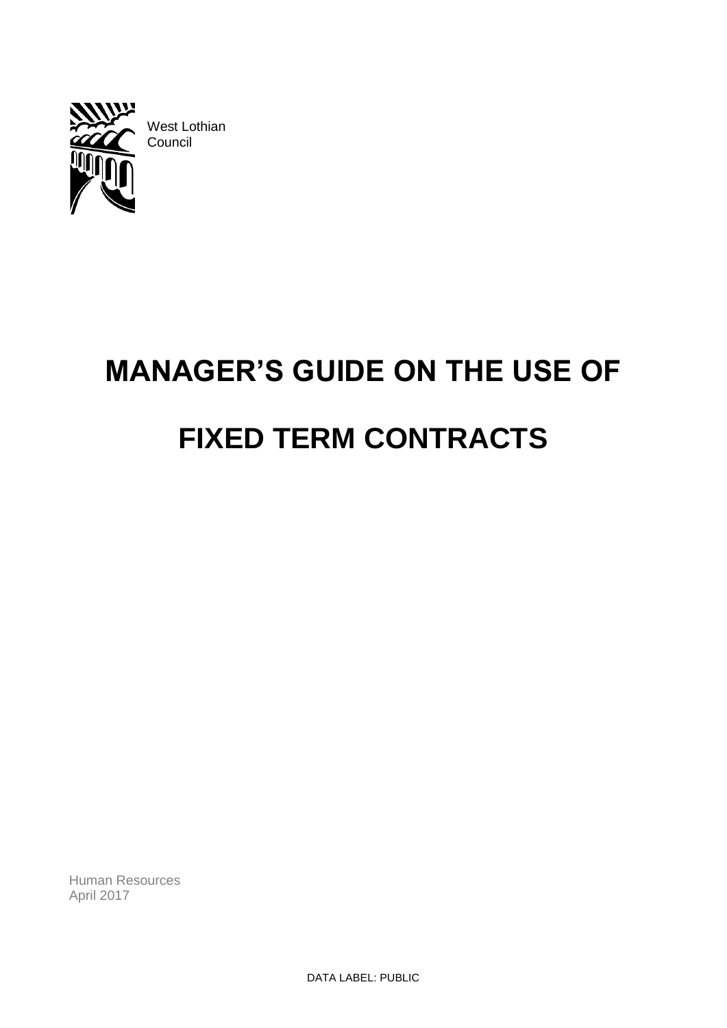West Lothian Council

# MANAGER'S GUIDE ON THE USE OF FIXED TERM CONTRACTS

Human Resources
April 2017

DATA LABEL: PUBLIC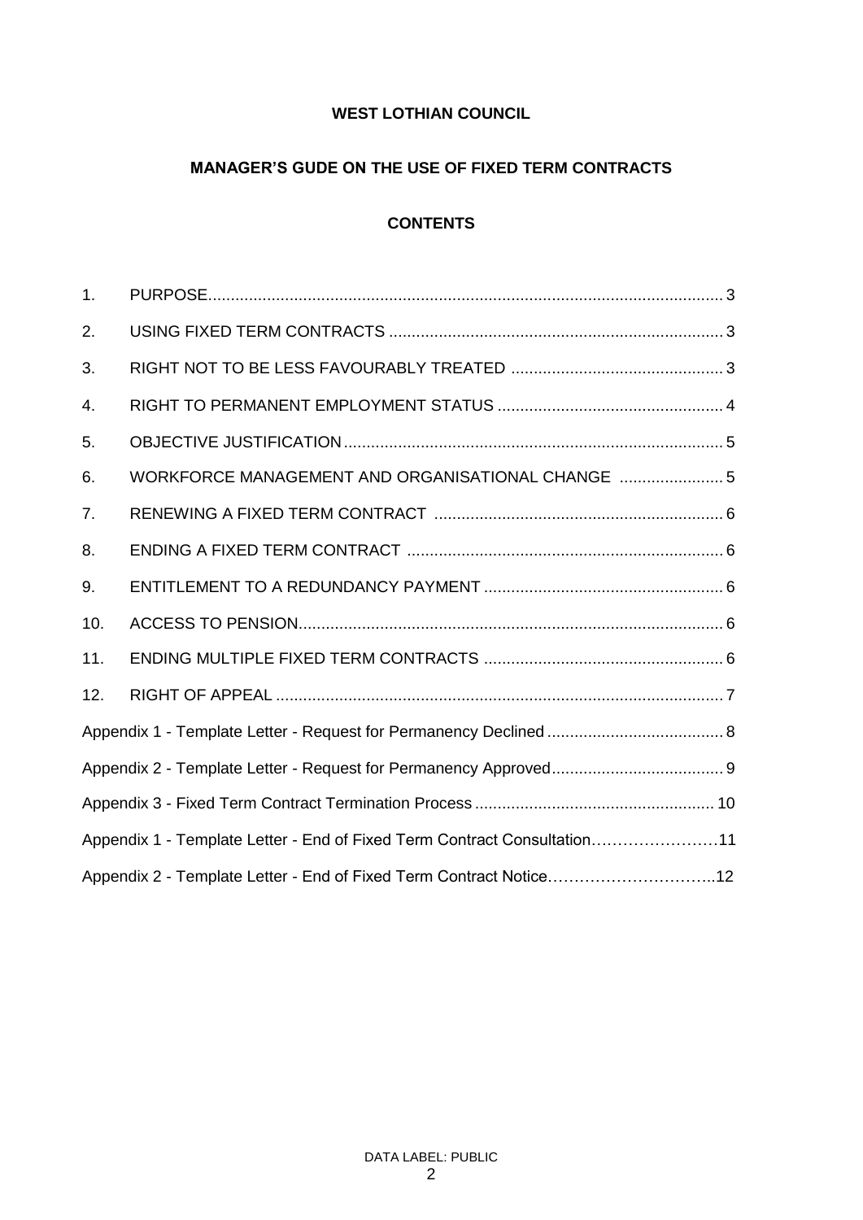**WEST LOTHIAN COUNCIL**

**MANAGER'S GUDE ON THE USE OF FIXED TERM CONTRACTS**

**CONTENTS**

1. PURPOSE ........................................................................ 3
2. USING FIXED TERM CONTRACTS ........................................................................ 3
3. RIGHT NOT TO BE LESS FAVOURABLY TREATED ........................................................................ 3
4. RIGHT TO PERMANENT EMPLOYMENT STATUS ........................................................................ 4
5. OBJECTIVE JUSTIFICATION ........................................................................ 5
6. WORKFORCE MANAGEMENT AND ORGANISATIONAL CHANGE ........................................................................ 5
7. RENEWING A FIXED TERM CONTRACT ........................................................................ 6
8. ENDING A FIXED TERM CONTRACT ........................................................................ 6
9. ENTITLEMENT TO A REDUNDANCY PAYMENT ........................................................................ 6
10. ACCESS TO PENSION ........................................................................ 6
11. ENDING MULTIPLE FIXED TERM CONTRACTS ........................................................................ 6
12. RIGHT OF APPEAL ........................................................................ 7

Appendix 1 - Template Letter - Request for Permanency Declined ........................................................................ 8

Appendix 2 - Template Letter - Request for Permanency Approved ........................................................................ 9

Appendix 3 - Fixed Term Contract Termination Process ........................................................................ 10

Appendix 1 - Template Letter - End of Fixed Term Contract Consultation ........................................................................ 11

Appendix 2 - Template Letter - End of Fixed Term Contract Notice ........................................................................ 12

DATA LABEL: PUBLIC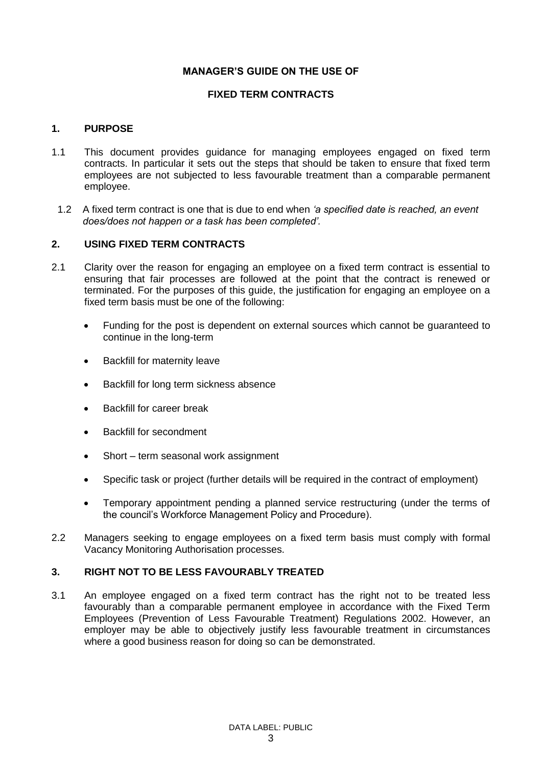**MANAGER'S GUIDE ON THE USE OF**

**FIXED TERM CONTRACTS**

## 1. PURPOSE

1.1 This document provides guidance for managing employees engaged on fixed term contracts. In particular it sets out the steps that should be taken to ensure that fixed term employees are not subjected to less favourable treatment than a comparable permanent employee.

1.2 A fixed term contract is one that is due to end when *'a specified date is reached, an event does/does not happen or a task has been completed'.*

## 2. USING FIXED TERM CONTRACTS

2.1 Clarity over the reason for engaging an employee on a fixed term contract is essential to ensuring that fair processes are followed at the point that the contract is renewed or terminated. For the purposes of this guide, the justification for engaging an employee on a fixed term basis must be one of the following:

- Funding for the post is dependent on external sources which cannot be guaranteed to continue in the long-term
- Backfill for maternity leave
- Backfill for long term sickness absence
- Backfill for career break
- Backfill for secondment
- Short – term seasonal work assignment
- Specific task or project (further details will be required in the contract of employment)
- Temporary appointment pending a planned service restructuring (under the terms of the council's Workforce Management Policy and Procedure).

2.2 Managers seeking to engage employees on a fixed term basis must comply with formal Vacancy Monitoring Authorisation processes.

## 3. RIGHT NOT TO BE LESS FAVOURABLY TREATED

3.1 An employee engaged on a fixed term contract has the right not to be treated less favourably than a comparable permanent employee in accordance with the Fixed Term Employees (Prevention of Less Favourable Treatment) Regulations 2002. However, an employer may be able to objectively justify less favourable treatment in circumstances where a good business reason for doing so can be demonstrated.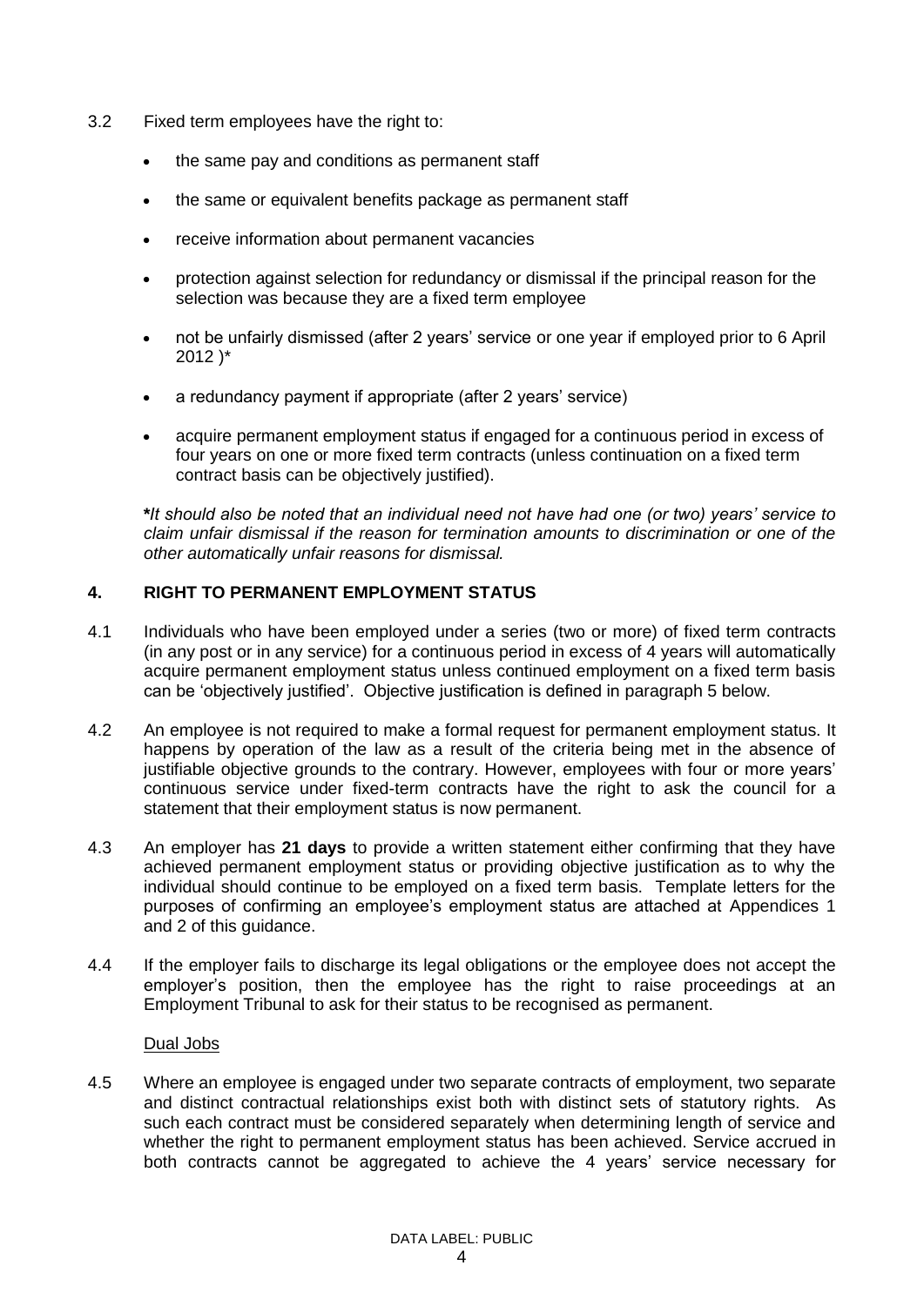3.2 Fixed term employees have the right to:

- the same pay and conditions as permanent staff
- the same or equivalent benefits package as permanent staff
- receive information about permanent vacancies
- protection against selection for redundancy or dismissal if the principal reason for the selection was because they are a fixed term employee
- not be unfairly dismissed (after 2 years' service or one year if employed prior to 6 April 2012 )*
- a redundancy payment if appropriate (after 2 years' service)
- acquire permanent employment status if engaged for a continuous period in excess of four years on one or more fixed term contracts (unless continuation on a fixed term contract basis can be objectively justified).

***It should also be noted that an individual need not have had one (or two) years' service to claim unfair dismissal if the reason for termination amounts to discrimination or one of the other automatically unfair reasons for dismissal.*

## 4. RIGHT TO PERMANENT EMPLOYMENT STATUS

4.1 Individuals who have been employed under a series (two or more) of fixed term contracts (in any post or in any service) for a continuous period in excess of 4 years will automatically acquire permanent employment status unless continued employment on a fixed term basis can be 'objectively justified'. Objective justification is defined in paragraph 5 below.

4.2 An employee is not required to make a formal request for permanent employment status. It happens by operation of the law as a result of the criteria being met in the absence of justifiable objective grounds to the contrary. However, employees with four or more years' continuous service under fixed-term contracts have the right to ask the council for a statement that their employment status is now permanent.

4.3 An employer has **21 days** to provide a written statement either confirming that they have achieved permanent employment status or providing objective justification as to why the individual should continue to be employed on a fixed term basis. Template letters for the purposes of confirming an employee's employment status are attached at Appendices 1 and 2 of this guidance.

4.4 If the employer fails to discharge its legal obligations or the employee does not accept the employer's position, then the employee has the right to raise proceedings at an Employment Tribunal to ask for their status to be recognised as permanent.

Dual Jobs

4.5 Where an employee is engaged under two separate contracts of employment, two separate and distinct contractual relationships exist both with distinct sets of statutory rights. As such each contract must be considered separately when determining length of service and whether the right to permanent employment status has been achieved. Service accrued in both contracts cannot be aggregated to achieve the 4 years' service necessary for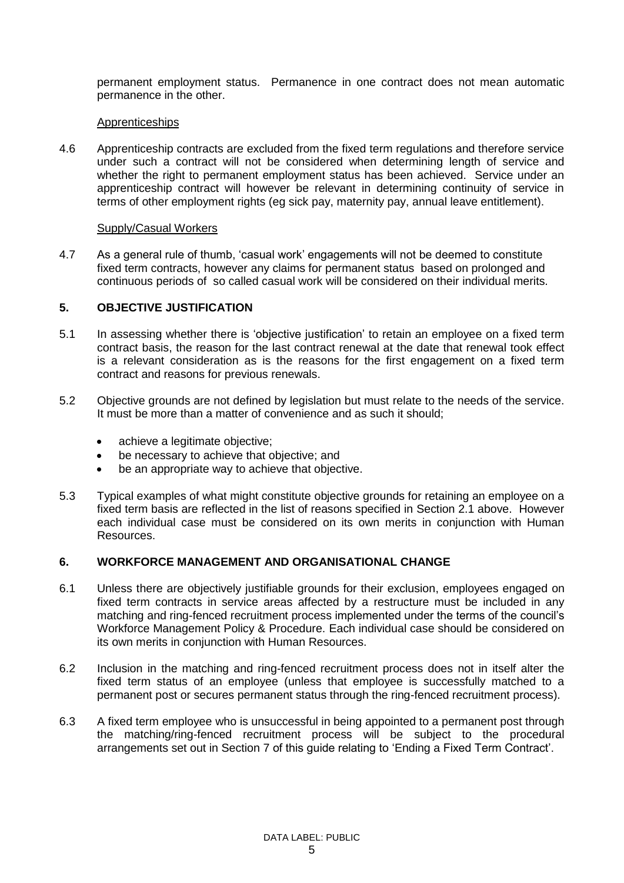permanent employment status. Permanence in one contract does not mean automatic permanence in the other.

Apprenticeships

4.6 Apprenticeship contracts are excluded from the fixed term regulations and therefore service under such a contract will not be considered when determining length of service and whether the right to permanent employment status has been achieved. Service under an apprenticeship contract will however be relevant in determining continuity of service in terms of other employment rights (eg sick pay, maternity pay, annual leave entitlement).

Supply/Casual Workers

4.7 As a general rule of thumb, 'casual work' engagements will not be deemed to constitute fixed term contracts, however any claims for permanent status based on prolonged and continuous periods of so called casual work will be considered on their individual merits.

## 5. OBJECTIVE JUSTIFICATION

5.1 In assessing whether there is 'objective justification' to retain an employee on a fixed term contract basis, the reason for the last contract renewal at the date that renewal took effect is a relevant consideration as is the reasons for the first engagement on a fixed term contract and reasons for previous renewals.

5.2 Objective grounds are not defined by legislation but must relate to the needs of the service. It must be more than a matter of convenience and as such it should;

- achieve a legitimate objective;
- be necessary to achieve that objective; and
- be an appropriate way to achieve that objective.

5.3 Typical examples of what might constitute objective grounds for retaining an employee on a fixed term basis are reflected in the list of reasons specified in Section 2.1 above. However each individual case must be considered on its own merits in conjunction with Human Resources.

## 6. WORKFORCE MANAGEMENT AND ORGANISATIONAL CHANGE

6.1 Unless there are objectively justifiable grounds for their exclusion, employees engaged on fixed term contracts in service areas affected by a restructure must be included in any matching and ring-fenced recruitment process implemented under the terms of the council's Workforce Management Policy & Procedure. Each individual case should be considered on its own merits in conjunction with Human Resources.

6.2 Inclusion in the matching and ring-fenced recruitment process does not in itself alter the fixed term status of an employee (unless that employee is successfully matched to a permanent post or secures permanent status through the ring-fenced recruitment process).

6.3 A fixed term employee who is unsuccessful in being appointed to a permanent post through the matching/ring-fenced recruitment process will be subject to the procedural arrangements set out in Section 7 of this guide relating to 'Ending a Fixed Term Contract'.

DATA LABEL: PUBLIC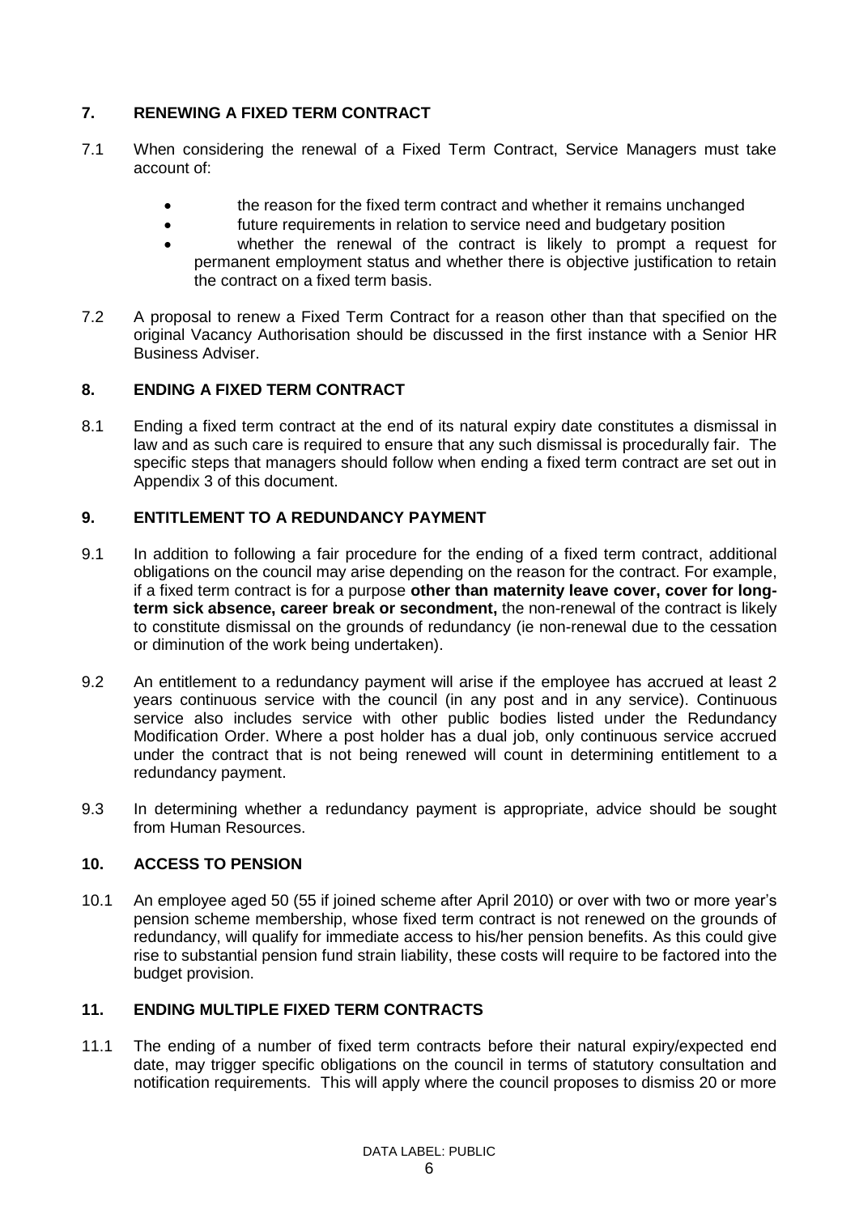## 7. RENEWING A FIXED TERM CONTRACT

7.1 When considering the renewal of a Fixed Term Contract, Service Managers must take account of:

- the reason for the fixed term contract and whether it remains unchanged
- future requirements in relation to service need and budgetary position
- whether the renewal of the contract is likely to prompt a request for permanent employment status and whether there is objective justification to retain the contract on a fixed term basis.

7.2 A proposal to renew a Fixed Term Contract for a reason other than that specified on the original Vacancy Authorisation should be discussed in the first instance with a Senior HR Business Adviser.

## 8. ENDING A FIXED TERM CONTRACT

8.1 Ending a fixed term contract at the end of its natural expiry date constitutes a dismissal in law and as such care is required to ensure that any such dismissal is procedurally fair. The specific steps that managers should follow when ending a fixed term contract are set out in Appendix 3 of this document.

## 9. ENTITLEMENT TO A REDUNDANCY PAYMENT

9.1 In addition to following a fair procedure for the ending of a fixed term contract, additional obligations on the council may arise depending on the reason for the contract. For example, if a fixed term contract is for a purpose **other than maternity leave cover, cover for long-term sick absence, career break or secondment,** the non-renewal of the contract is likely to constitute dismissal on the grounds of redundancy (ie non-renewal due to the cessation or diminution of the work being undertaken).

9.2 An entitlement to a redundancy payment will arise if the employee has accrued at least 2 years continuous service with the council (in any post and in any service). Continuous service also includes service with other public bodies listed under the Redundancy Modification Order. Where a post holder has a dual job, only continuous service accrued under the contract that is not being renewed will count in determining entitlement to a redundancy payment.

9.3 In determining whether a redundancy payment is appropriate, advice should be sought from Human Resources.

## 10. ACCESS TO PENSION

10.1 An employee aged 50 (55 if joined scheme after April 2010) or over with two or more year's pension scheme membership, whose fixed term contract is not renewed on the grounds of redundancy, will qualify for immediate access to his/her pension benefits. As this could give rise to substantial pension fund strain liability, these costs will require to be factored into the budget provision.

## 11. ENDING MULTIPLE FIXED TERM CONTRACTS

11.1 The ending of a number of fixed term contracts before their natural expiry/expected end date, may trigger specific obligations on the council in terms of statutory consultation and notification requirements. This will apply where the council proposes to dismiss 20 or more

DATA LABEL: PUBLIC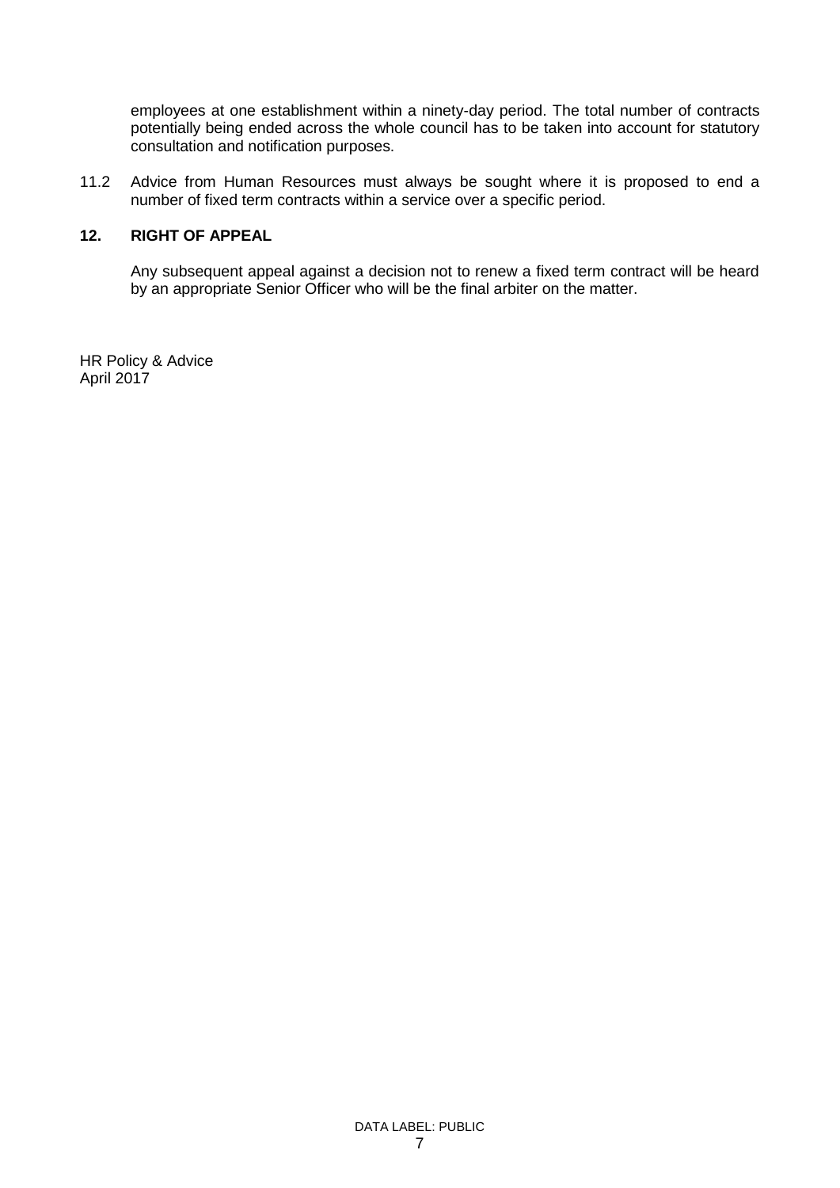employees at one establishment within a ninety-day period. The total number of contracts potentially being ended across the whole council has to be taken into account for statutory consultation and notification purposes.

11.2 Advice from Human Resources must always be sought where it is proposed to end a number of fixed term contracts within a service over a specific period.

## 12. RIGHT OF APPEAL

Any subsequent appeal against a decision not to renew a fixed term contract will be heard by an appropriate Senior Officer who will be the final arbiter on the matter.

HR Policy & Advice
April 2017

DATA LABEL: PUBLIC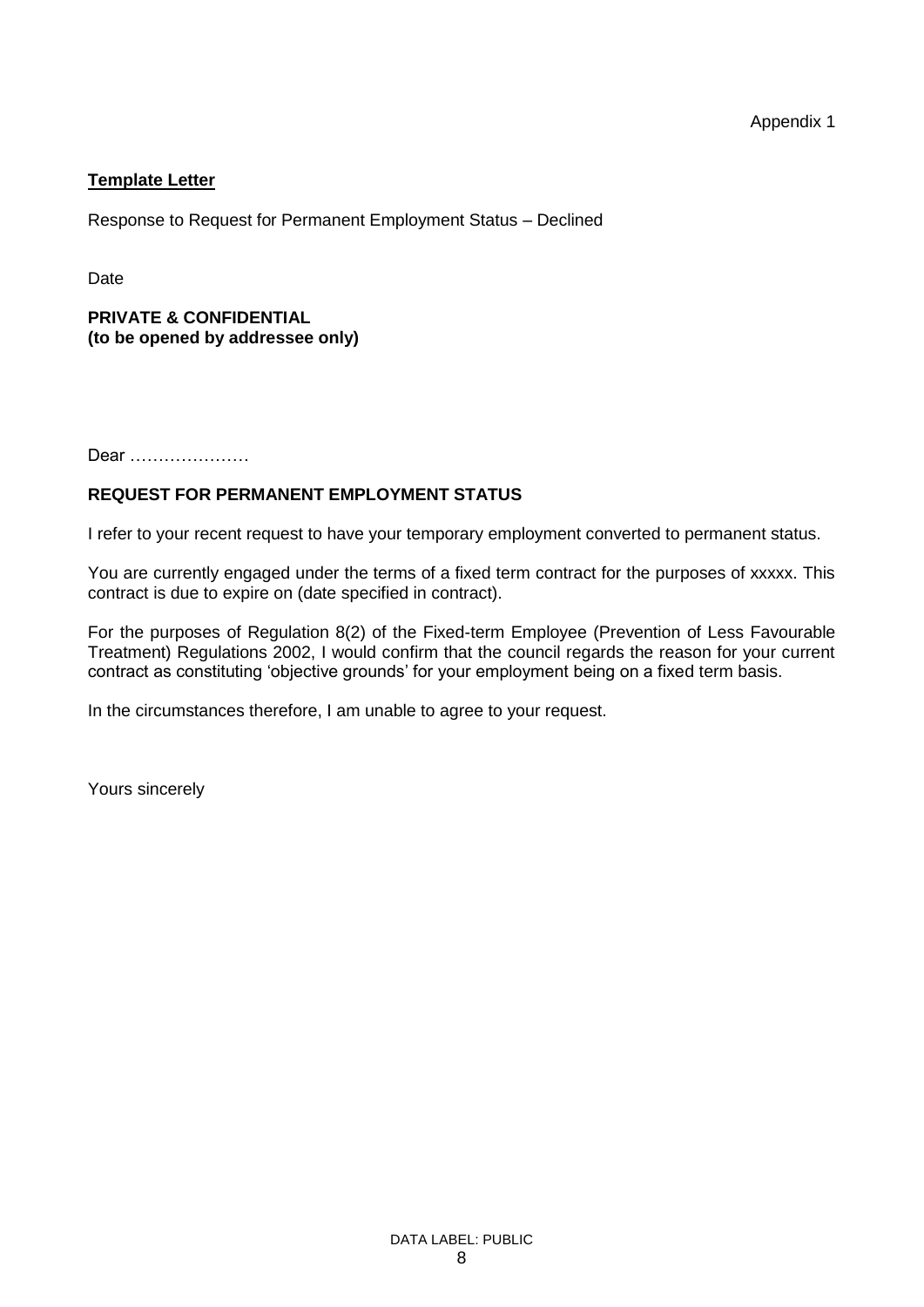Appendix 1

**Template Letter**

Response to Request for Permanent Employment Status – Declined

Date

**PRIVATE & CONFIDENTIAL**
**(to be opened by addressee only)**

Dear …………………

**REQUEST FOR PERMANENT EMPLOYMENT STATUS**

I refer to your recent request to have your temporary employment converted to permanent status.

You are currently engaged under the terms of a fixed term contract for the purposes of xxxxx. This contract is due to expire on (date specified in contract).

For the purposes of Regulation 8(2) of the Fixed-term Employee (Prevention of Less Favourable Treatment) Regulations 2002, I would confirm that the council regards the reason for your current contract as constituting 'objective grounds' for your employment being on a fixed term basis.

In the circumstances therefore, I am unable to agree to your request.

Yours sincerely

DATA LABEL: PUBLIC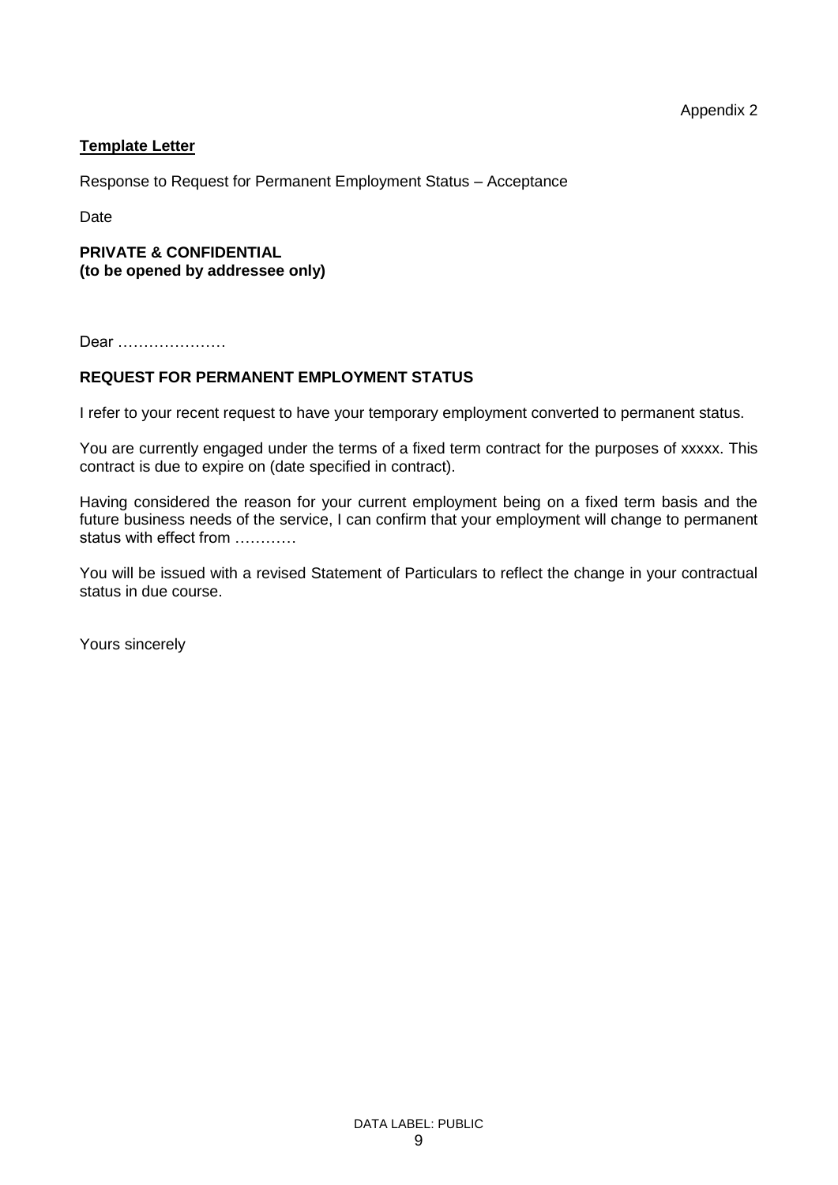Appendix 2

**Template Letter**

Response to Request for Permanent Employment Status – Acceptance

Date

**PRIVATE & CONFIDENTIAL**
**(to be opened by addressee only)**

Dear …………………

**REQUEST FOR PERMANENT EMPLOYMENT STATUS**

I refer to your recent request to have your temporary employment converted to permanent status.

You are currently engaged under the terms of a fixed term contract for the purposes of xxxxx. This contract is due to expire on (date specified in contract).

Having considered the reason for your current employment being on a fixed term basis and the future business needs of the service, I can confirm that your employment will change to permanent status with effect from …………

You will be issued with a revised Statement of Particulars to reflect the change in your contractual status in due course.

Yours sincerely

DATA LABEL: PUBLIC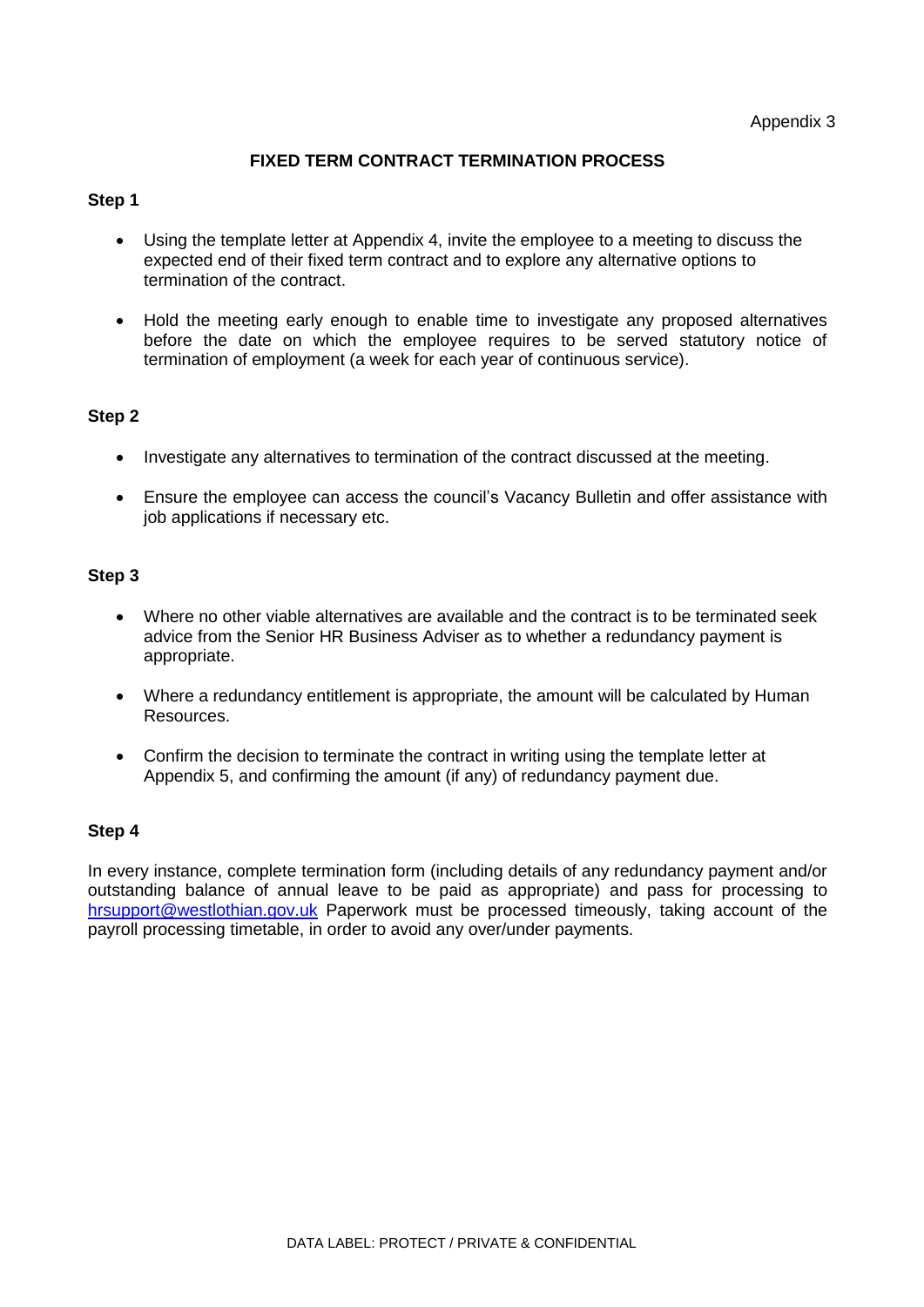Appendix 3

# FIXED TERM CONTRACT TERMINATION PROCESS

**Step 1**

- Using the template letter at Appendix 4, invite the employee to a meeting to discuss the expected end of their fixed term contract and to explore any alternative options to termination of the contract.
- Hold the meeting early enough to enable time to investigate any proposed alternatives before the date on which the employee requires to be served statutory notice of termination of employment (a week for each year of continuous service).

**Step 2**

- Investigate any alternatives to termination of the contract discussed at the meeting.
- Ensure the employee can access the council's Vacancy Bulletin and offer assistance with job applications if necessary etc.

**Step 3**

- Where no other viable alternatives are available and the contract is to be terminated seek advice from the Senior HR Business Adviser as to whether a redundancy payment is appropriate.
- Where a redundancy entitlement is appropriate, the amount will be calculated by Human Resources.
- Confirm the decision to terminate the contract in writing using the template letter at Appendix 5, and confirming the amount (if any) of redundancy payment due.

**Step 4**

In every instance, complete termination form (including details of any redundancy payment and/or outstanding balance of annual leave to be paid as appropriate) and pass for processing to hrsupport@westlothian.gov.uk Paperwork must be processed timeously, taking account of the payroll processing timetable, in order to avoid any over/under payments.

DATA LABEL: PROTECT / PRIVATE & CONFIDENTIAL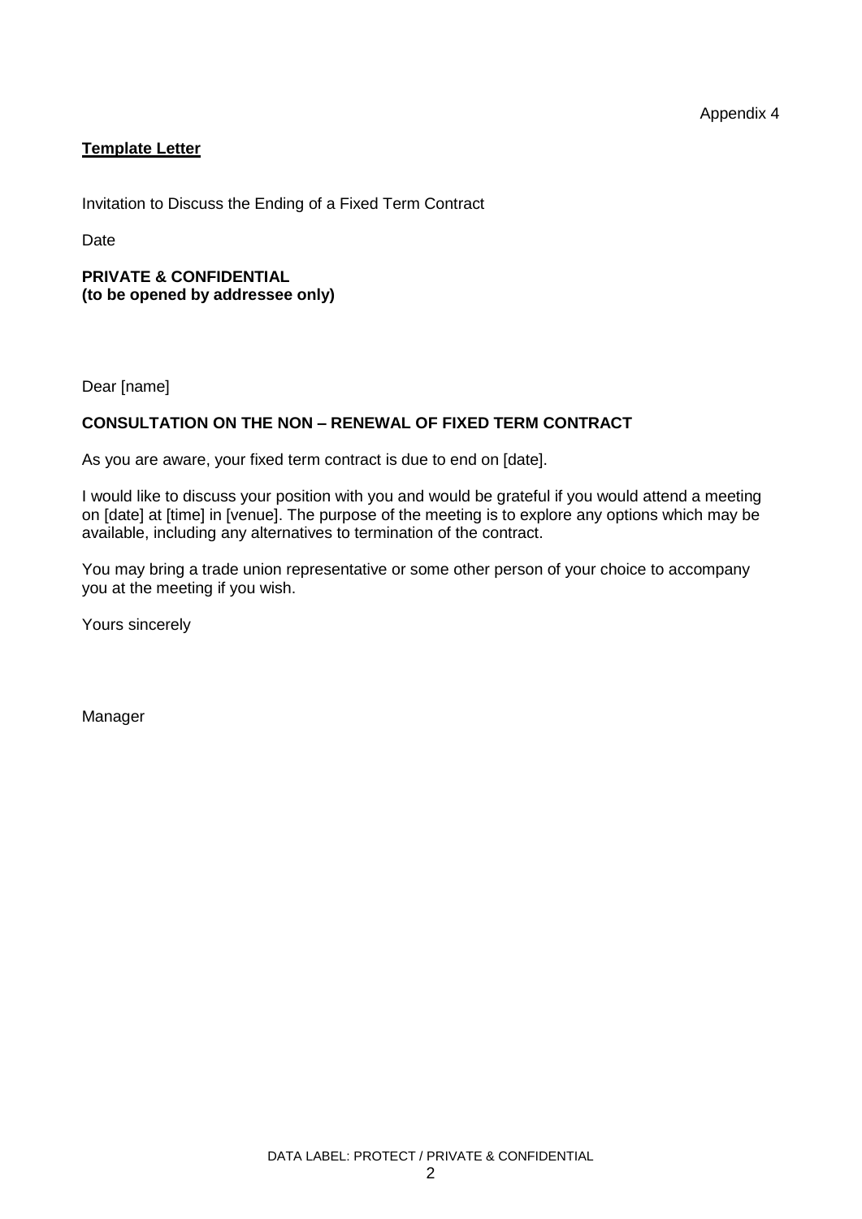Appendix 4

**Template Letter**

Invitation to Discuss the Ending of a Fixed Term Contract

Date

**PRIVATE & CONFIDENTIAL**
**(to be opened by addressee only)**

Dear [name]

**CONSULTATION ON THE NON – RENEWAL OF FIXED TERM CONTRACT**

As you are aware, your fixed term contract is due to end on [date].

I would like to discuss your position with you and would be grateful if you would attend a meeting on [date] at [time] in [venue]. The purpose of the meeting is to explore any options which may be available, including any alternatives to termination of the contract.

You may bring a trade union representative or some other person of your choice to accompany you at the meeting if you wish.

Yours sincerely

Manager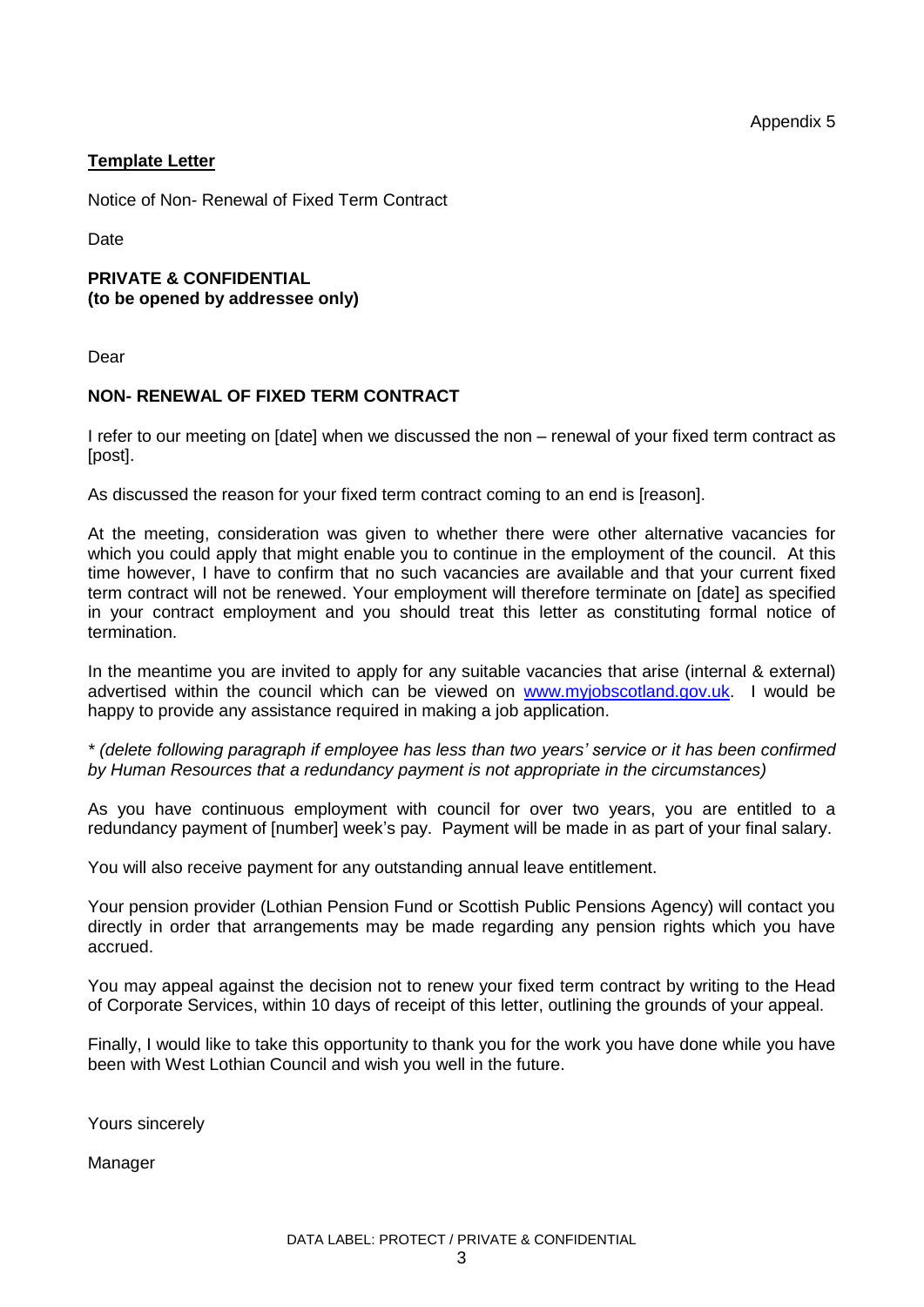Appendix 5

**Template Letter**

Notice of Non- Renewal of Fixed Term Contract

Date

**PRIVATE & CONFIDENTIAL**
**(to be opened by addressee only)**

Dear

**NON- RENEWAL OF FIXED TERM CONTRACT**

I refer to our meeting on [date] when we discussed the non – renewal of your fixed term contract as [post].

As discussed the reason for your fixed term contract coming to an end is [reason].

At the meeting, consideration was given to whether there were other alternative vacancies for which you could apply that might enable you to continue in the employment of the council. At this time however, I have to confirm that no such vacancies are available and that your current fixed term contract will not be renewed. Your employment will therefore terminate on [date] as specified in your contract employment and you should treat this letter as constituting formal notice of termination.

In the meantime you are invited to apply for any suitable vacancies that arise (internal & external) advertised within the council which can be viewed on www.myjobscotland.gov.uk. I would be happy to provide any assistance required in making a job application.

*\* (delete following paragraph if employee has less than two years' service or it has been confirmed by Human Resources that a redundancy payment is not appropriate in the circumstances)*

As you have continuous employment with council for over two years, you are entitled to a redundancy payment of [number] week's pay. Payment will be made in as part of your final salary.

You will also receive payment for any outstanding annual leave entitlement.

Your pension provider (Lothian Pension Fund or Scottish Public Pensions Agency) will contact you directly in order that arrangements may be made regarding any pension rights which you have accrued.

You may appeal against the decision not to renew your fixed term contract by writing to the Head of Corporate Services, within 10 days of receipt of this letter, outlining the grounds of your appeal.

Finally, I would like to take this opportunity to thank you for the work you have done while you have been with West Lothian Council and wish you well in the future.

Yours sincerely

Manager

DATA LABEL: PROTECT / PRIVATE & CONFIDENTIAL